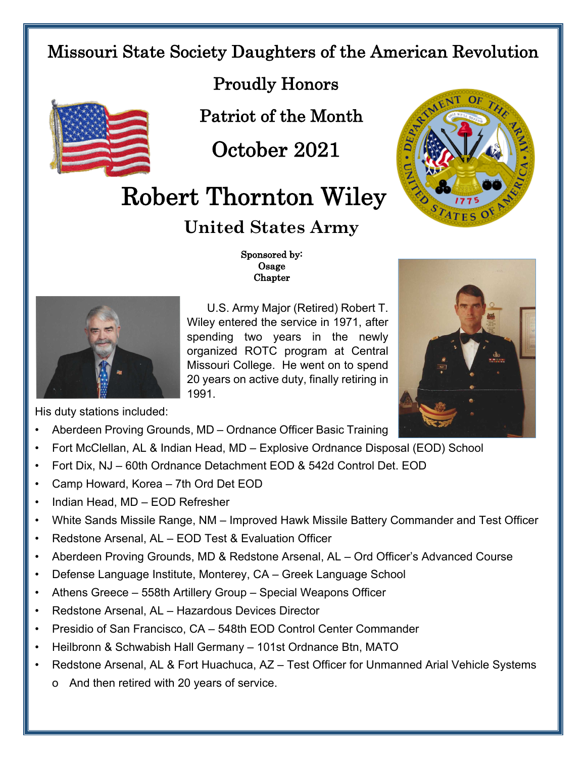# Missouri State Society Daughters of the American Revolution

## Proudly Honors

## Patriot of the Month

## October 2021

# Robert Thornton Wiley

## United States Army

**Sponsored by:**
**Osage**
**Chapter**

U.S. Army Major (Retired) Robert T. Wiley entered the service in 1971, after spending two years in the newly organized ROTC program at Central Missouri College. He went on to spend 20 years on active duty, finally retiring in 1991.

His duty stations included:

- Aberdeen Proving Grounds, MD – Ordnance Officer Basic Training
- Fort McClellan, AL & Indian Head, MD – Explosive Ordnance Disposal (EOD) School
- Fort Dix, NJ – 60th Ordnance Detachment EOD & 542d Control Det. EOD
- Camp Howard, Korea – 7th Ord Det EOD
- Indian Head, MD – EOD Refresher
- White Sands Missile Range, NM – Improved Hawk Missile Battery Commander and Test Officer
- Redstone Arsenal, AL – EOD Test & Evaluation Officer
- Aberdeen Proving Grounds, MD & Redstone Arsenal, AL – Ord Officer's Advanced Course
- Defense Language Institute, Monterey, CA – Greek Language School
- Athens Greece – 558th Artillery Group – Special Weapons Officer
- Redstone Arsenal, AL – Hazardous Devices Director
- Presidio of San Francisco, CA – 548th EOD Control Center Commander
- Heilbronn & Schwabish Hall Germany – 101st Ordnance Btn, MATO
- Redstone Arsenal, AL & Fort Huachuca, AZ – Test Officer for Unmanned Arial Vehicle Systems
  - And then retired with 20 years of service.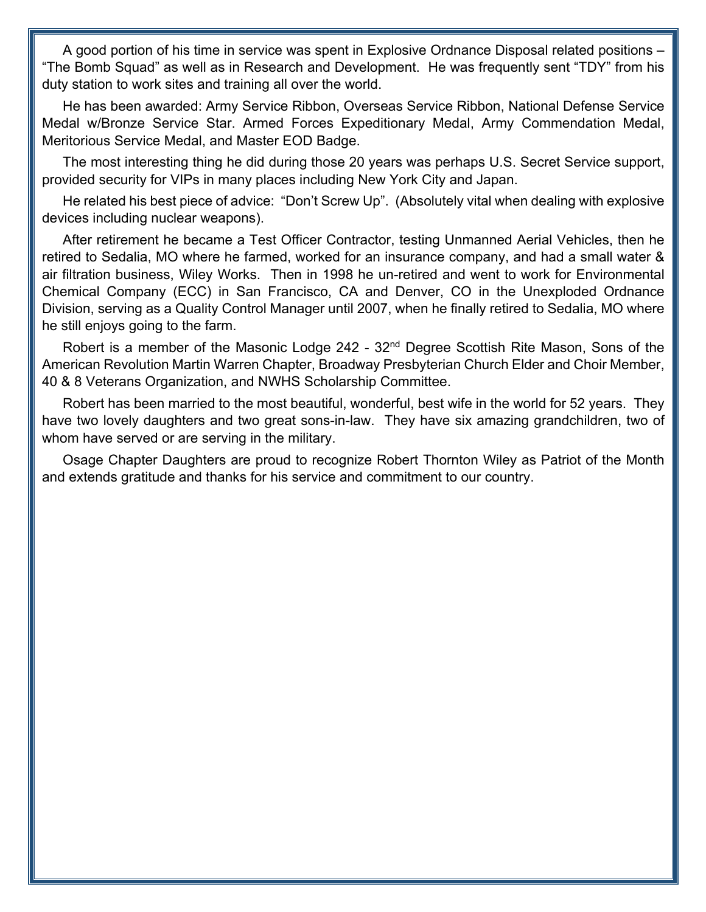A good portion of his time in service was spent in Explosive Ordnance Disposal related positions – “The Bomb Squad” as well as in Research and Development. He was frequently sent “TDY” from his duty station to work sites and training all over the world.

He has been awarded: Army Service Ribbon, Overseas Service Ribbon, National Defense Service Medal w/Bronze Service Star. Armed Forces Expeditionary Medal, Army Commendation Medal, Meritorious Service Medal, and Master EOD Badge.

The most interesting thing he did during those 20 years was perhaps U.S. Secret Service support, provided security for VIPs in many places including New York City and Japan.

He related his best piece of advice: “Don’t Screw Up”. (Absolutely vital when dealing with explosive devices including nuclear weapons).

After retirement he became a Test Officer Contractor, testing Unmanned Aerial Vehicles, then he retired to Sedalia, MO where he farmed, worked for an insurance company, and had a small water & air filtration business, Wiley Works. Then in 1998 he un-retired and went to work for Environmental Chemical Company (ECC) in San Francisco, CA and Denver, CO in the Unexploded Ordnance Division, serving as a Quality Control Manager until 2007, when he finally retired to Sedalia, MO where he still enjoys going to the farm.

Robert is a member of the Masonic Lodge 242 - 32nd Degree Scottish Rite Mason, Sons of the American Revolution Martin Warren Chapter, Broadway Presbyterian Church Elder and Choir Member, 40 & 8 Veterans Organization, and NWHS Scholarship Committee.

Robert has been married to the most beautiful, wonderful, best wife in the world for 52 years. They have two lovely daughters and two great sons-in-law. They have six amazing grandchildren, two of whom have served or are serving in the military.

Osage Chapter Daughters are proud to recognize Robert Thornton Wiley as Patriot of the Month and extends gratitude and thanks for his service and commitment to our country.